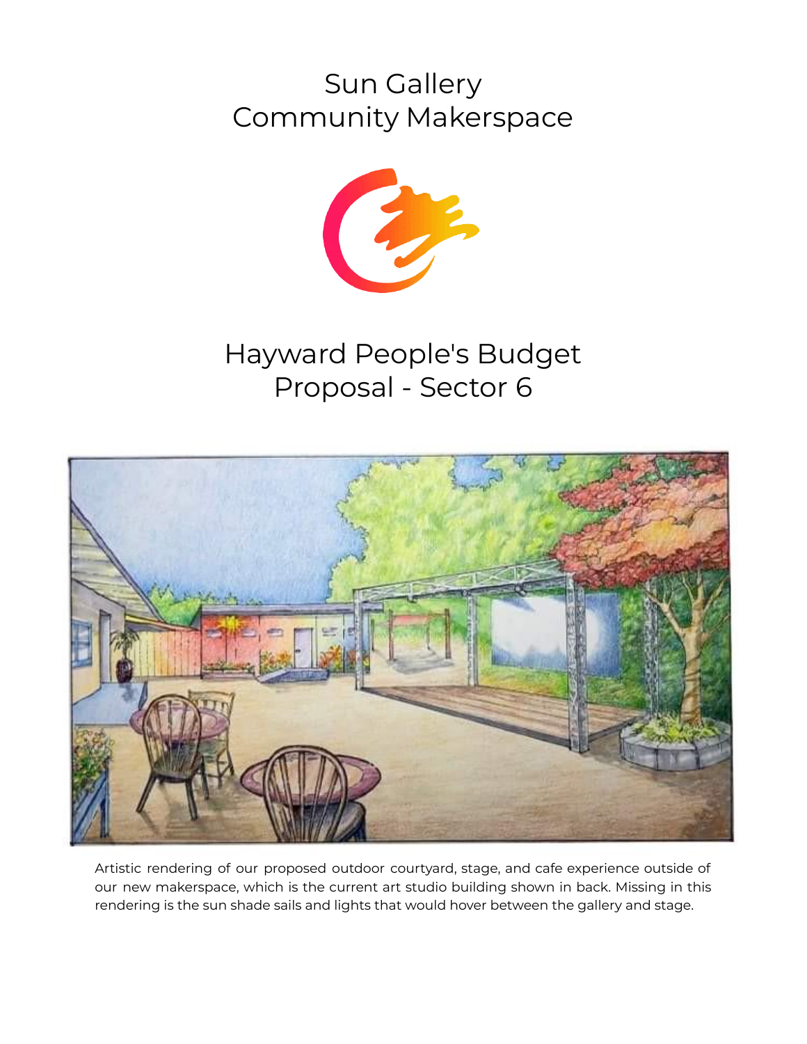# Sun Gallery Community Makerspace

## Hayward People's Budget Proposal - Sector 6

Artistic rendering of our proposed outdoor courtyard, stage, and cafe experience outside of our new makerspace, which is the current art studio building shown in back. Missing in this rendering is the sun shade sails and lights that would hover between the gallery and stage.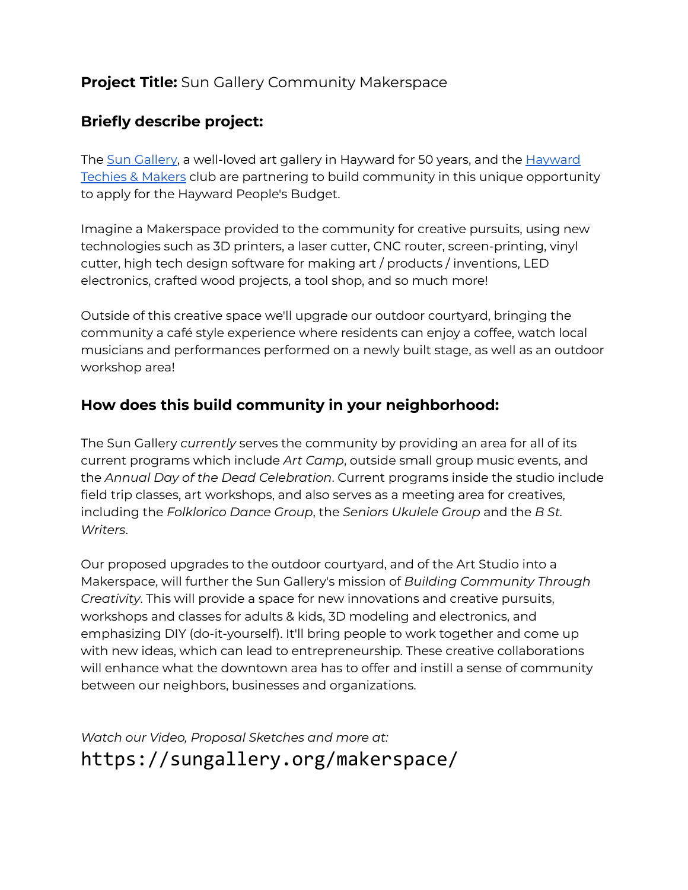**Project Title:** Sun Gallery Community Makerspace

## Briefly describe project:

The Sun Gallery, a well-loved art gallery in Hayward for 50 years, and the Hayward Techies & Makers club are partnering to build community in this unique opportunity to apply for the Hayward People's Budget.

Imagine a Makerspace provided to the community for creative pursuits, using new technologies such as 3D printers, a laser cutter, CNC router, screen-printing, vinyl cutter, high tech design software for making art / products / inventions, LED electronics, crafted wood projects, a tool shop, and so much more!

Outside of this creative space we'll upgrade our outdoor courtyard, bringing the community a café style experience where residents can enjoy a coffee, watch local musicians and performances performed on a newly built stage, as well as an outdoor workshop area!

## How does this build community in your neighborhood:

The Sun Gallery *currently* serves the community by providing an area for all of its current programs which include *Art Camp*, outside small group music events, and the *Annual Day of the Dead Celebration*. Current programs inside the studio include field trip classes, art workshops, and also serves as a meeting area for creatives, including the *Folklorico Dance Group*, the *Seniors Ukulele Group* and the *B St. Writers*.

Our proposed upgrades to the outdoor courtyard, and of the Art Studio into a Makerspace, will further the Sun Gallery's mission of *Building Community Through Creativity*. This will provide a space for new innovations and creative pursuits, workshops and classes for adults & kids, 3D modeling and electronics, and emphasizing DIY (do-it-yourself). It'll bring people to work together and come up with new ideas, which can lead to entrepreneurship. These creative collaborations will enhance what the downtown area has to offer and instill a sense of community between our neighbors, businesses and organizations.

*Watch our Video, Proposal Sketches and more at:*

`https://sungallery.org/makerspace/`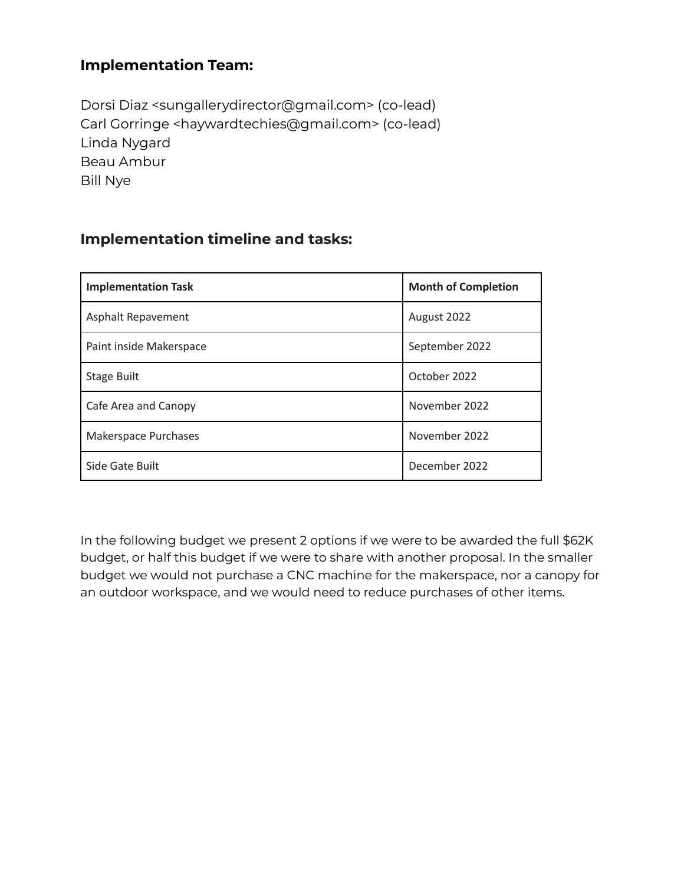### Implementation Team:

Dorsi Diaz <sungallerydirector@gmail.com> (co-lead)
Carl Gorringe <haywardtechies@gmail.com> (co-lead)
Linda Nygard
Beau Ambur
Bill Nye

### Implementation timeline and tasks:

| Implementation Task | Month of Completion |
| --- | --- |
| Asphalt Repavement | August 2022 |
| Paint inside Makerspace | September 2022 |
| Stage Built | October 2022 |
| Cafe Area and Canopy | November 2022 |
| Makerspace Purchases | November 2022 |
| Side Gate Built | December 2022 |

In the following budget we present 2 options if we were to be awarded the full $62K budget, or half this budget if we were to share with another proposal. In the smaller budget we would not purchase a CNC machine for the makerspace, nor a canopy for an outdoor workspace, and we would need to reduce purchases of other items.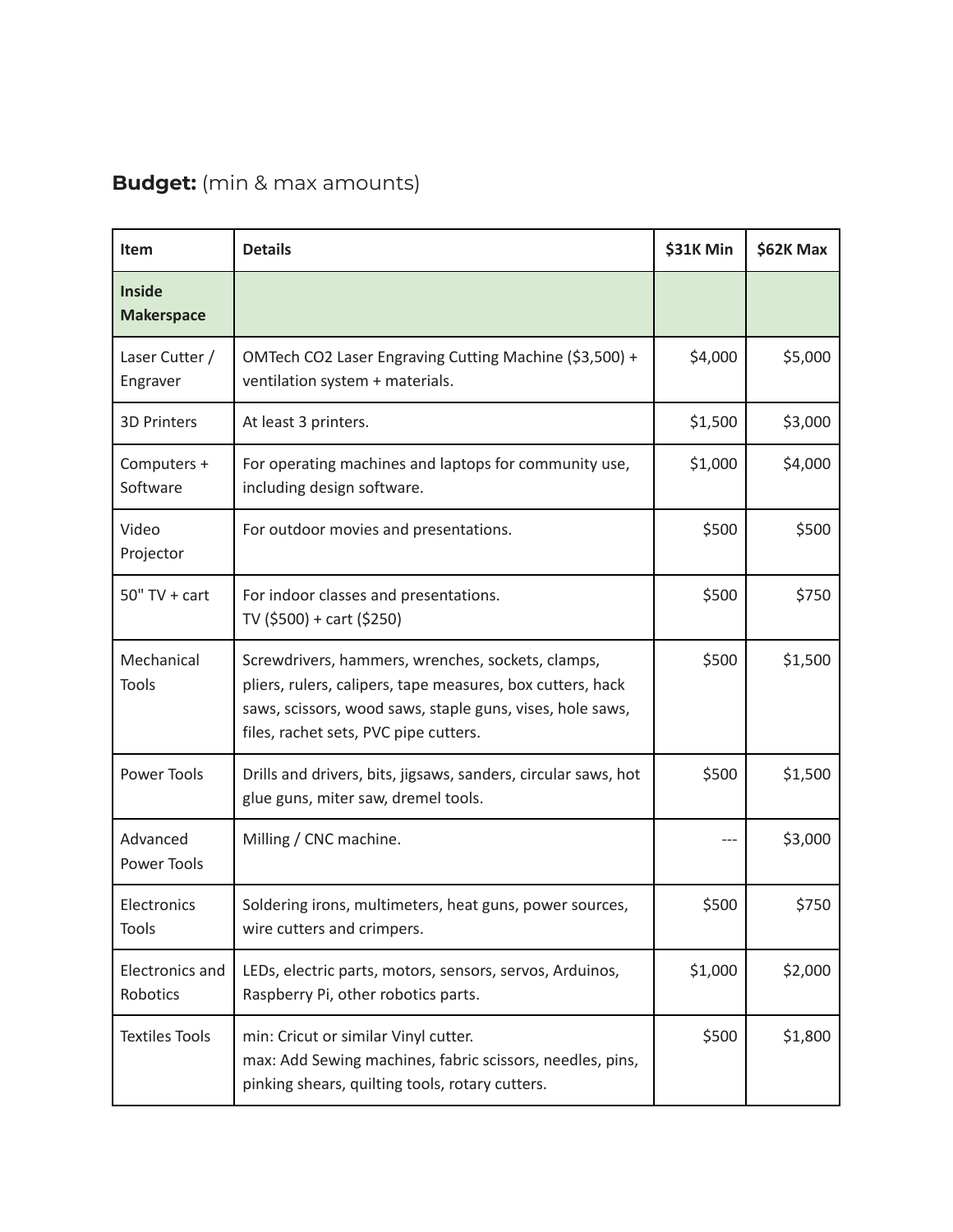**Budget:** (min & max amounts)

| Item | Details | $31K Min | $62K Max |
|---|---|---|---|
| **Inside Makerspace** | | | |
| Laser Cutter / Engraver | OMTech CO2 Laser Engraving Cutting Machine ($3,500) + ventilation system + materials. | $4,000 | $5,000 |
| 3D Printers | At least 3 printers. | $1,500 | $3,000 |
| Computers + Software | For operating machines and laptops for community use, including design software. | $1,000 | $4,000 |
| Video Projector | For outdoor movies and presentations. | $500 | $500 |
| 50" TV + cart | For indoor classes and presentations.<br>TV ($500) + cart ($250) | $500 | $750 |
| Mechanical Tools | Screwdrivers, hammers, wrenches, sockets, clamps, pliers, rulers, calipers, tape measures, box cutters, hack saws, scissors, wood saws, staple guns, vises, hole saws, files, rachet sets, PVC pipe cutters. | $500 | $1,500 |
| Power Tools | Drills and drivers, bits, jigsaws, sanders, circular saws, hot glue guns, miter saw, dremel tools. | $500 | $1,500 |
| Advanced Power Tools | Milling / CNC machine. | --- | $3,000 |
| Electronics Tools | Soldering irons, multimeters, heat guns, power sources, wire cutters and crimpers. | $500 | $750 |
| Electronics and Robotics | LEDs, electric parts, motors, sensors, servos, Arduinos, Raspberry Pi, other robotics parts. | $1,000 | $2,000 |
| Textiles Tools | min: Cricut or similar Vinyl cutter.<br>max: Add Sewing machines, fabric scissors, needles, pins, pinking shears, quilting tools, rotary cutters. | $500 | $1,800 |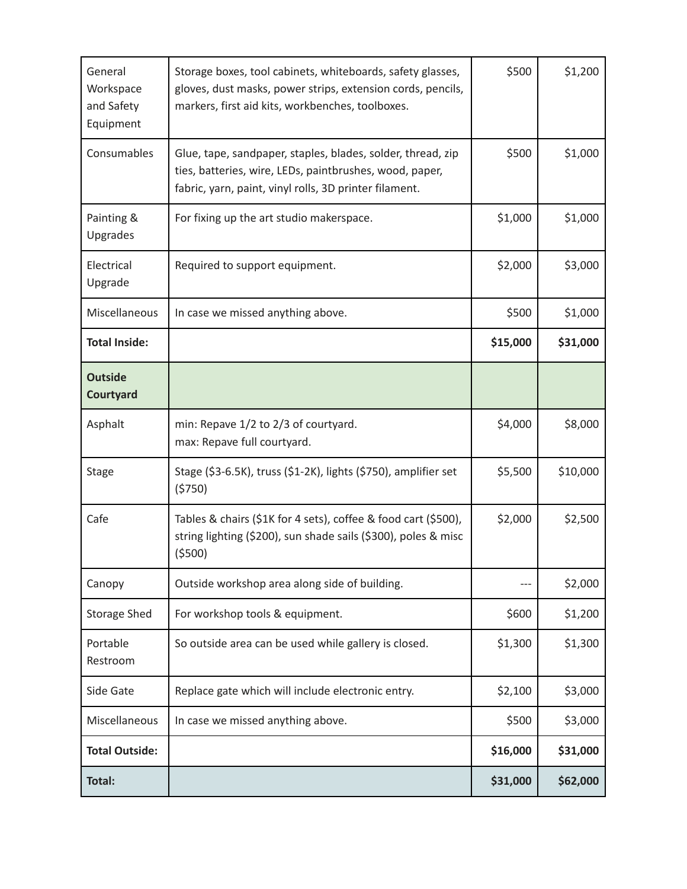| | | | |
|---|---|---|---|
| General Workspace and Safety Equipment | Storage boxes, tool cabinets, whiteboards, safety glasses, gloves, dust masks, power strips, extension cords, pencils, markers, first aid kits, workbenches, toolboxes. | $500 | $1,200 |
| Consumables | Glue, tape, sandpaper, staples, blades, solder, thread, zip ties, batteries, wire, LEDs, paintbrushes, wood, paper, fabric, yarn, paint, vinyl rolls, 3D printer filament. | $500 | $1,000 |
| Painting & Upgrades | For fixing up the art studio makerspace. | $1,000 | $1,000 |
| Electrical Upgrade | Required to support equipment. | $2,000 | $3,000 |
| Miscellaneous | In case we missed anything above. | $500 | $1,000 |
| **Total Inside:** | | **$15,000** | **$31,000** |
| **Outside Courtyard** | | | |
| Asphalt | min: Repave 1/2 to 2/3 of courtyard.<br>max: Repave full courtyard. | $4,000 | $8,000 |
| Stage | Stage ($3-6.5K), truss ($1-2K), lights ($750), amplifier set ($750) | $5,500 | $10,000 |
| Cafe | Tables & chairs ($1K for 4 sets), coffee & food cart ($500), string lighting ($200), sun shade sails ($300), poles & misc ($500) | $2,000 | $2,500 |
| Canopy | Outside workshop area along side of building. | --- | $2,000 |
| Storage Shed | For workshop tools & equipment. | $600 | $1,200 |
| Portable Restroom | So outside area can be used while gallery is closed. | $1,300 | $1,300 |
| Side Gate | Replace gate which will include electronic entry. | $2,100 | $3,000 |
| Miscellaneous | In case we missed anything above. | $500 | $3,000 |
| **Total Outside:** | | **$16,000** | **$31,000** |
| **Total:** | | **$31,000** | **$62,000** |